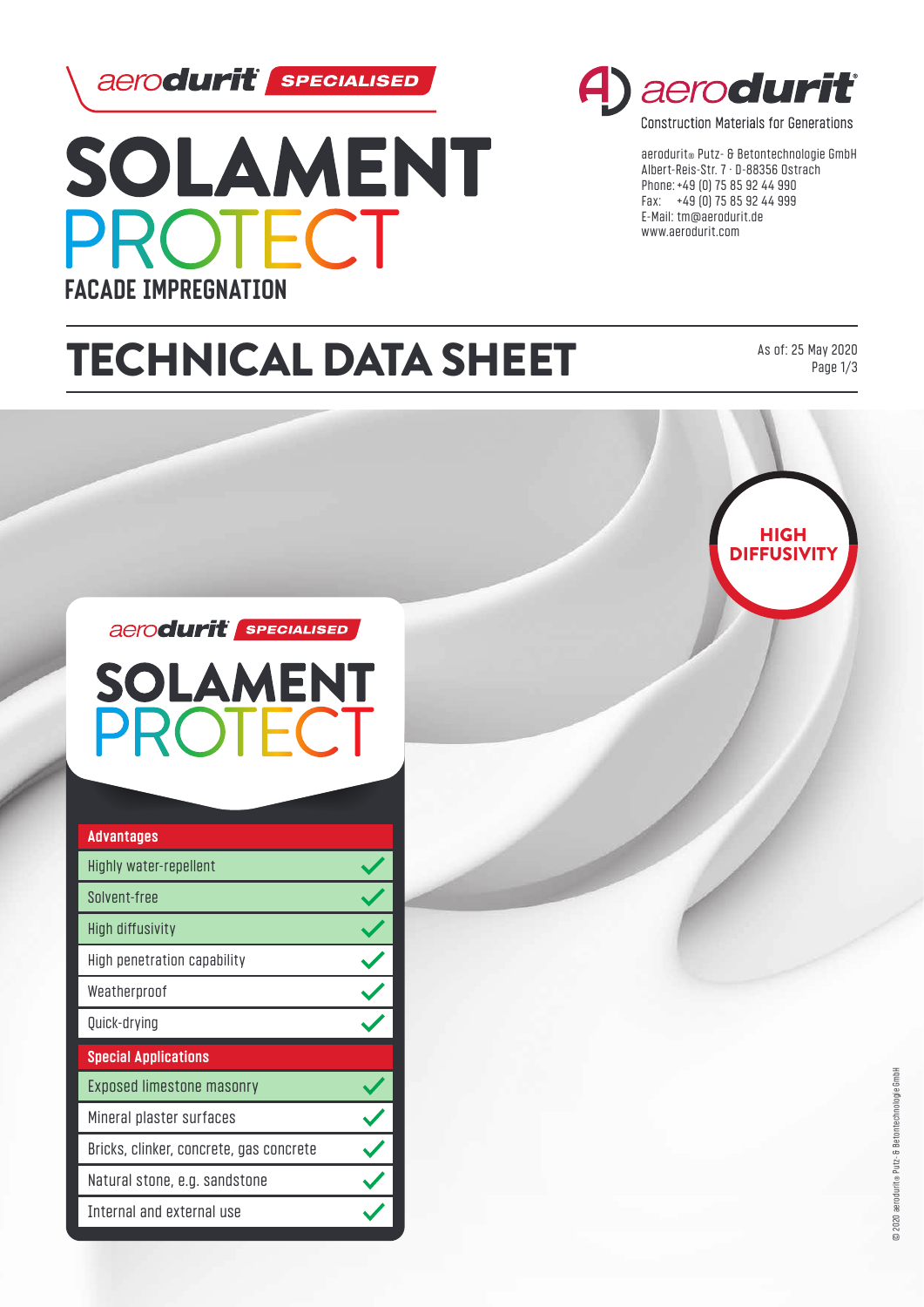aerodurit SPECIALISED

# SOLAMENT PROTECT

## FACADE IMPREGNATION

aerodurit

Construction Materials for Generations

aerodurit® Putz- & Betontechnologie GmbH
Albert-Reis-Str. 7 · D-88356 Ostrach
Phone: +49 (0) 75 85 92 44 990
Fax: +49 (0) 75 85 92 44 999
E-Mail: tm@aerodurit.de
www.aerodurit.com

# TECHNICAL DATA SHEET

As of: 25 May 2020

HIGH DIFFUSIVITY

aerodurit SPECIALISED

**SOLAMENT PROTECT**

| Advantages | |
|---|---|
| Highly water-repellent | ✓ |
| Solvent-free | ✓ |
| High diffusivity | ✓ |
| High penetration capability | ✓ |
| Weatherproof | ✓ |
| Quick-drying | ✓ |

| Special Applications | |
|---|---|
| Exposed limestone masonry | ✓ |
| Mineral plaster surfaces | ✓ |
| Bricks, clinker, concrete, gas concrete | ✓ |
| Natural stone, e.g. sandstone | ✓ |
| Internal and external use | ✓ |

© 2020 aerodurit® Putz- & Betontechnologie GmbH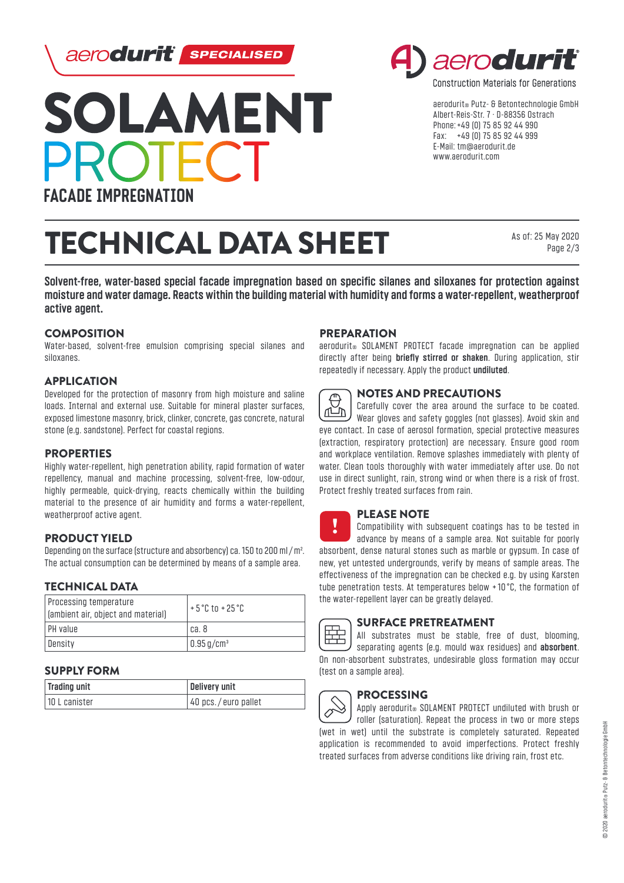aerodurit SPECIALISED

# SOLAMENT PROTECT

**FACADE IMPREGNATION**

aerodurit

Construction Materials for Generations

aerodurit® Putz- & Betontechnologie GmbH
Albert-Reis-Str. 7 · D-88356 Ostrach
Phone: +49 (0) 75 85 92 44 990
Fax: +49 (0) 75 85 92 44 999
E-Mail: tm@aerodurit.de
www.aerodurit.com

# TECHNICAL DATA SHEET

As of: 25 May 2020

**Solvent-free, water-based special facade impregnation based on specific silanes and siloxanes for protection against moisture and water damage. Reacts within the building material with humidity and forms a water-repellent, weatherproof active agent.**

## COMPOSITION

Water-based, solvent-free emulsion comprising special silanes and siloxanes.

## APPLICATION

Developed for the protection of masonry from high moisture and saline loads. Internal and external use. Suitable for mineral plaster surfaces, exposed limestone masonry, brick, clinker, concrete, gas concrete, natural stone (e.g. sandstone). Perfect for coastal regions.

## PROPERTIES

Highly water-repellent, high penetration ability, rapid formation of water repellency, manual and machine processing, solvent-free, low-odour, highly permeable, quick-drying, reacts chemically within the building material to the presence of air humidity and forms a water-repellent, weatherproof active agent.

## PRODUCT YIELD

Depending on the surface (structure and absorbency) ca. 150 to 200 ml / m². The actual consumption can be determined by means of a sample area.

## TECHNICAL DATA

| Processing temperature (ambient air, object and material) | + 5 °C to + 25 °C |
|---|---|
| PH value | ca. 8 |
| Density | 0.95 g/cm³ |

## SUPPLY FORM

| Trading unit | Delivery unit |
|---|---|
| 10 L canister | 40 pcs. / euro pallet |

## PREPARATION

aerodurit® SOLAMENT PROTECT facade impregnation can be applied directly after being **briefly stirred or shaken**. During application, stir repeatedly if necessary. Apply the product **undiluted**.

## NOTES AND PRECAUTIONS

Carefully cover the area around the surface to be coated. Wear gloves and safety goggles (not glasses). Avoid skin and eye contact. In case of aerosol formation, special protective measures (extraction, respiratory protection) are necessary. Ensure good room and workplace ventilation. Remove splashes immediately with plenty of water. Clean tools thoroughly with water immediately after use. Do not use in direct sunlight, rain, strong wind or when there is a risk of frost. Protect freshly treated surfaces from rain.

## PLEASE NOTE

Compatibility with subsequent coatings has to be tested in advance by means of a sample area. Not suitable for poorly absorbent, dense natural stones such as marble or gypsum. In case of new, yet untested undergrounds, verify by means of sample areas. The effectiveness of the impregnation can be checked e.g. by using Karsten tube penetration tests. At temperatures below + 10 °C, the formation of the water-repellent layer can be greatly delayed.

## SURFACE PRETREATMENT

All substrates must be stable, free of dust, blooming, separating agents (e.g. mould wax residues) and **absorbent**. On non-absorbent substrates, undesirable gloss formation may occur (test on a sample area).

## PROCESSING

Apply aerodurit® SOLAMENT PROTECT undiluted with brush or roller (saturation). Repeat the process in two or more steps (wet in wet) until the substrate is completely saturated. Repeated application is recommended to avoid imperfections. Protect freshly treated surfaces from adverse conditions like driving rain, frost etc.

© 2020 aerodurit® Putz- & Betontechnologie GmbH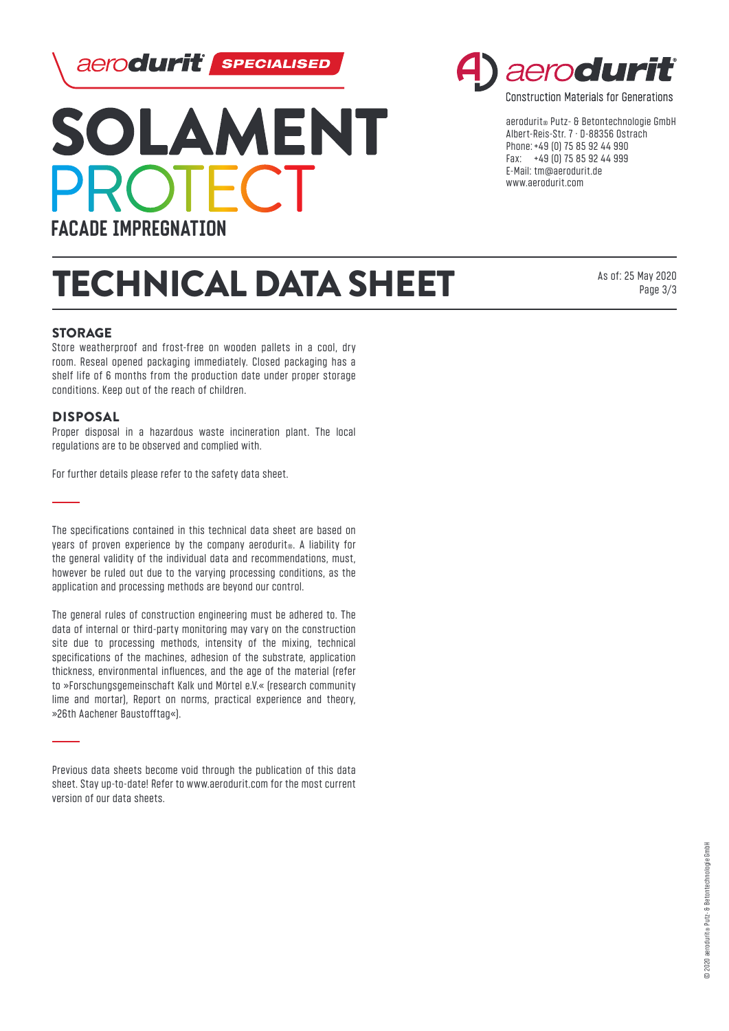aerodurit SPECIALISED

# SOLAMENT PROTECT

FACADE IMPREGNATION

aerodurit
Construction Materials for Generations

aerodurit® Putz- & Betontechnologie GmbH
Albert-Reis-Str. 7 · D-88356 Ostrach
Phone: +49 (0) 75 85 92 44 990
Fax: +49 (0) 75 85 92 44 999
E-Mail: tm@aerodurit.de
www.aerodurit.com

# TECHNICAL DATA SHEET

As of: 25 May 2020

## STORAGE

Store weatherproof and frost-free on wooden pallets in a cool, dry room. Reseal opened packaging immediately. Closed packaging has a shelf life of 6 months from the production date under proper storage conditions. Keep out of the reach of children.

## DISPOSAL

Proper disposal in a hazardous waste incineration plant. The local regulations are to be observed and complied with.

For further details please refer to the safety data sheet.

---

The specifications contained in this technical data sheet are based on years of proven experience by the company aerodurit®. A liability for the general validity of the individual data and recommendations, must, however be ruled out due to the varying processing conditions, as the application and processing methods are beyond our control.

The general rules of construction engineering must be adhered to. The data of internal or third-party monitoring may vary on the construction site due to processing methods, intensity of the mixing, technical specifications of the machines, adhesion of the substrate, application thickness, environmental influences, and the age of the material (refer to »Forschungsgemeinschaft Kalk und Mörtel e.V.« (research community lime and mortar), Report on norms, practical experience and theory, »26th Aachener Baustofftag«).

---

Previous data sheets become void through the publication of this data sheet. Stay up-to-date! Refer to www.aerodurit.com for the most current version of our data sheets.

© 2020 aerodurit® Putz- & Betontechnologie GmbH